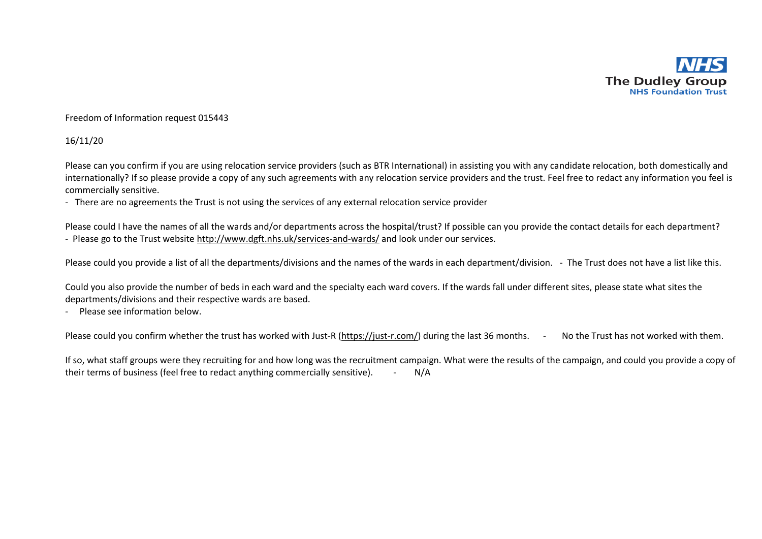The Dudley Group
NHS Foundation Trust

Freedom of Information request 015443

16/11/20

Please can you confirm if you are using relocation service providers (such as BTR International) in assisting you with any candidate relocation, both domestically and internationally? If so please provide a copy of any such agreements with any relocation service providers and the trust. Feel free to redact any information you feel is commercially sensitive.

- There are no agreements the Trust is not using the services of any external relocation service provider

Please could I have the names of all the wards and/or departments across the hospital/trust? If possible can you provide the contact details for each department?

- Please go to the Trust website http://www.dgft.nhs.uk/services-and-wards/ and look under our services.

Please could you provide a list of all the departments/divisions and the names of the wards in each department/division. - The Trust does not have a list like this.

Could you also provide the number of beds in each ward and the specialty each ward covers. If the wards fall under different sites, please state what sites the departments/divisions and their respective wards are based.

- Please see information below.

Please could you confirm whether the trust has worked with Just-R (https://just-r.com/) during the last 36 months. - No the Trust has not worked with them.

If so, what staff groups were they recruiting for and how long was the recruitment campaign. What were the results of the campaign, and could you provide a copy of their terms of business (feel free to redact anything commercially sensitive). - N/A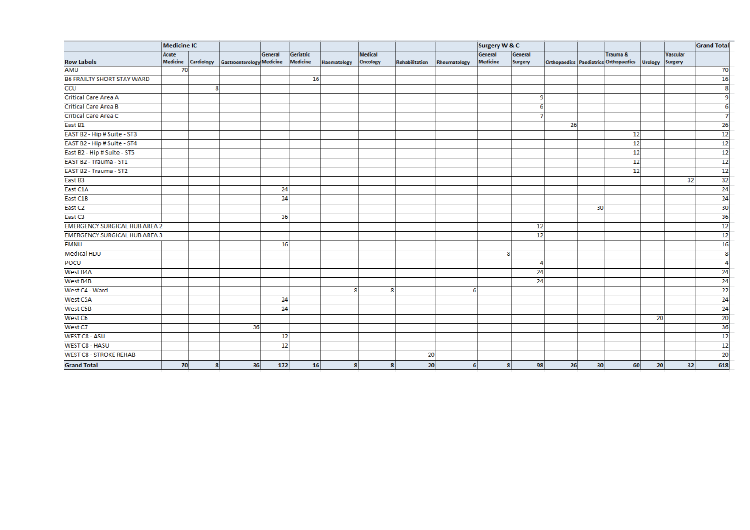| Row Labels | Medicine IC | | | | | | | | | Surgery W & C | | | | | | | Grand Total |
|---|---|---|---|---|---|---|---|---|---|---|---|---|---|---|---|---|---|
| | Acute Medicine | Cardiology | Gastroenterology | General Medicine | Geriatric Medicine | Haematology | Medical Oncology | Rehabilitation | Rheumatology | General Medicine | General Surgery | Orthopaedics | Paediatrics | Trauma & Orthopaedics | Urology | Vascular Surgery | |
| AMU | 70 | | | | | | | | | | | | | | | | 70 |
| B6 FRAILTY SHORT STAY WARD | | | | | 16 | | | | | | | | | | | | 16 |
| CCU | | 8 | | | | | | | | | | | | | | | 8 |
| Critical Care Area A | | | | | | | | | | | 9 | | | | | | 9 |
| Critical Care Area B | | | | | | | | | | | 6 | | | | | | 6 |
| Critical Care Area C | | | | | | | | | | | 7 | | | | | | 7 |
| East B1 | | | | | | | | | | | | 26 | | | | | 26 |
| EAST B2 - Hip # Suite - ST3 | | | | | | | | | | | | | | 12 | | | 12 |
| EAST B2 - Hip # Suite - ST4 | | | | | | | | | | | | | | 12 | | | 12 |
| East B2 - Hip # Suite - ST5 | | | | | | | | | | | | | | 12 | | | 12 |
| EAST B2 - Trauma - ST1 | | | | | | | | | | | | | | 12 | | | 12 |
| EAST B2 - Trauma - ST2 | | | | | | | | | | | | | | 12 | | | 12 |
| East B3 | | | | | | | | | | | | | | | | 32 | 32 |
| East C1A | | | | 24 | | | | | | | | | | | | | 24 |
| East C1B | | | | 24 | | | | | | | | | | | | | 24 |
| East C2 | | | | | | | | | | | | | 30 | | | | 30 |
| East C3 | | | | 36 | | | | | | | | | | | | | 36 |
| EMERGENCY SURGICAL HUB AREA 2 | | | | | | | | | | | 12 | | | | | | 12 |
| EMERGENCY SURGICAL HUB AREA 3 | | | | | | | | | | | 12 | | | | | | 12 |
| FMNU | | | | 16 | | | | | | | | | | | | | 16 |
| Medical HDU | | | | | | | | | | 8 | | | | | | | 8 |
| POCU | | | | | | | | | | | 4 | | | | | | 4 |
| West B4A | | | | | | | | | | | 24 | | | | | | 24 |
| West B4B | | | | | | | | | | | 24 | | | | | | 24 |
| West C4 - Ward | | | | | | 8 | 8 | | 6 | | | | | | | | 22 |
| West C5A | | | | 24 | | | | | | | | | | | | | 24 |
| West C5B | | | | 24 | | | | | | | | | | | | | 24 |
| West C6 | | | | | | | | | | | | | | | 20 | | 20 |
| West C7 | | | 36 | | | | | | | | | | | | | | 36 |
| WEST C8 - ASU | | | | 12 | | | | | | | | | | | | | 12 |
| WEST C8 - HASU | | | | 12 | | | | | | | | | | | | | 12 |
| WEST C8 - STROKE REHAB | | | | | | | | 20 | | | | | | | | | 20 |
| **Grand Total** | **70** | **8** | **36** | **172** | **16** | **8** | **8** | **20** | **6** | **8** | **98** | **26** | **30** | **60** | **20** | **32** | **618** |